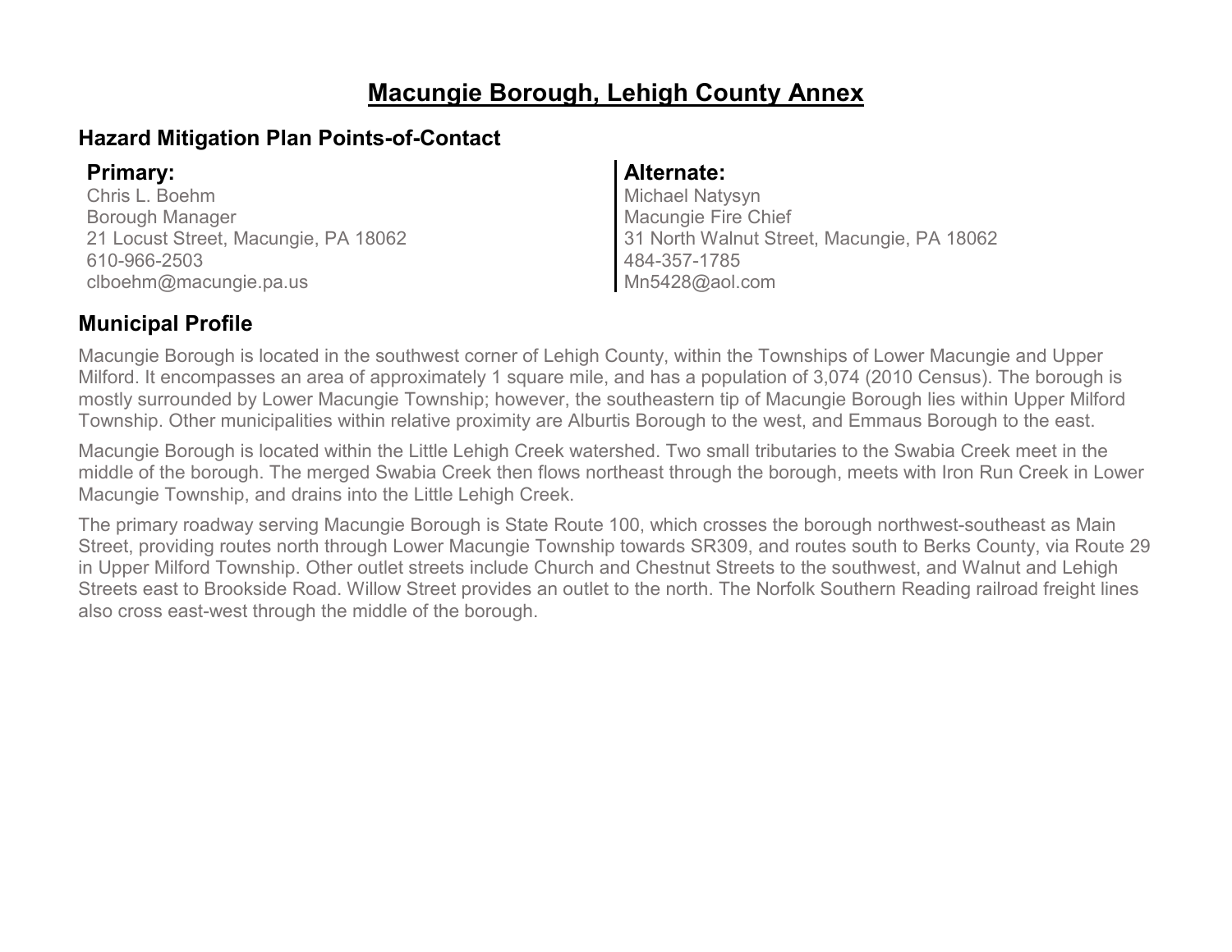# Macungie Borough, Lehigh County Annex

## Hazard Mitigation Plan Points-of-Contact

**Primary:**
Chris L. Boehm
Borough Manager
21 Locust Street, Macungie, PA 18062
610-966-2503
clboehm@macungie.pa.us

**Alternate:**
Michael Natysyn
Macungie Fire Chief
31 North Walnut Street, Macungie, PA 18062
484-357-1785
Mn5428@aol.com

## Municipal Profile

Macungie Borough is located in the southwest corner of Lehigh County, within the Townships of Lower Macungie and Upper Milford. It encompasses an area of approximately 1 square mile, and has a population of 3,074 (2010 Census). The borough is mostly surrounded by Lower Macungie Township; however, the southeastern tip of Macungie Borough lies within Upper Milford Township. Other municipalities within relative proximity are Alburtis Borough to the west, and Emmaus Borough to the east.

Macungie Borough is located within the Little Lehigh Creek watershed. Two small tributaries to the Swabia Creek meet in the middle of the borough. The merged Swabia Creek then flows northeast through the borough, meets with Iron Run Creek in Lower Macungie Township, and drains into the Little Lehigh Creek.

The primary roadway serving Macungie Borough is State Route 100, which crosses the borough northwest-southeast as Main Street, providing routes north through Lower Macungie Township towards SR309, and routes south to Berks County, via Route 29 in Upper Milford Township. Other outlet streets include Church and Chestnut Streets to the southwest, and Walnut and Lehigh Streets east to Brookside Road. Willow Street provides an outlet to the north. The Norfolk Southern Reading railroad freight lines also cross east-west through the middle of the borough.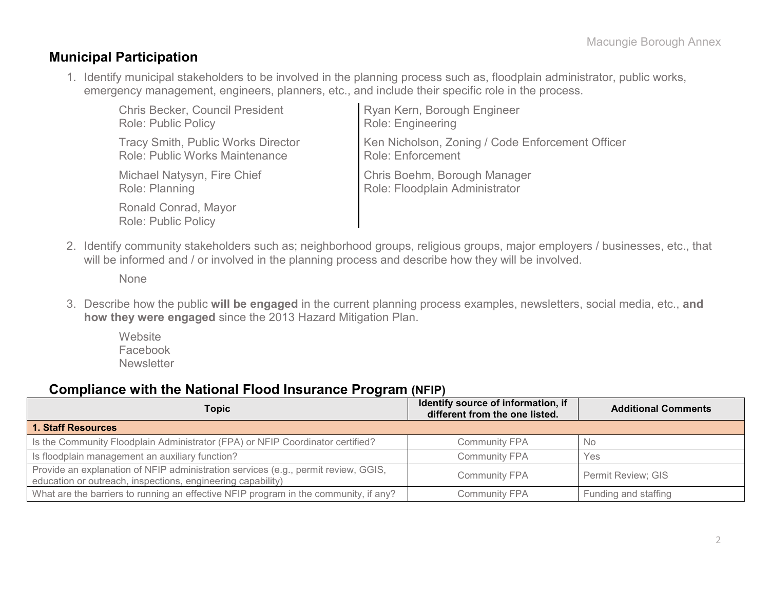## Municipal Participation

1. Identify municipal stakeholders to be involved in the planning process such as, floodplain administrator, public works, emergency management, engineers, planners, etc., and include their specific role in the process.

   Chris Becker, Council President
   Role: Public Policy

   Tracy Smith, Public Works Director
   Role: Public Works Maintenance

   Michael Natysyn, Fire Chief
   Role: Planning

   Ronald Conrad, Mayor
   Role: Public Policy

   Ryan Kern, Borough Engineer
   Role: Engineering

   Ken Nicholson, Zoning / Code Enforcement Officer
   Role: Enforcement

   Chris Boehm, Borough Manager
   Role: Floodplain Administrator

2. Identify community stakeholders such as; neighborhood groups, religious groups, major employers / businesses, etc., that will be informed and / or involved in the planning process and describe how they will be involved.

   None

3. Describe how the public **will be engaged** in the current planning process examples, newsletters, social media, etc., **and how they were engaged** since the 2013 Hazard Mitigation Plan.

   Website
   Facebook
   Newsletter

## Compliance with the National Flood Insurance Program (NFIP)

| Topic | Identify source of information, if different from the one listed. | Additional Comments |
|---|---|---|
| **1. Staff Resources** | | |
| Is the Community Floodplain Administrator (FPA) or NFIP Coordinator certified? | Community FPA | No |
| Is floodplain management an auxiliary function? | Community FPA | Yes |
| Provide an explanation of NFIP administration services (e.g., permit review, GGIS, education or outreach, inspections, engineering capability) | Community FPA | Permit Review; GIS |
| What are the barriers to running an effective NFIP program in the community, if any? | Community FPA | Funding and staffing |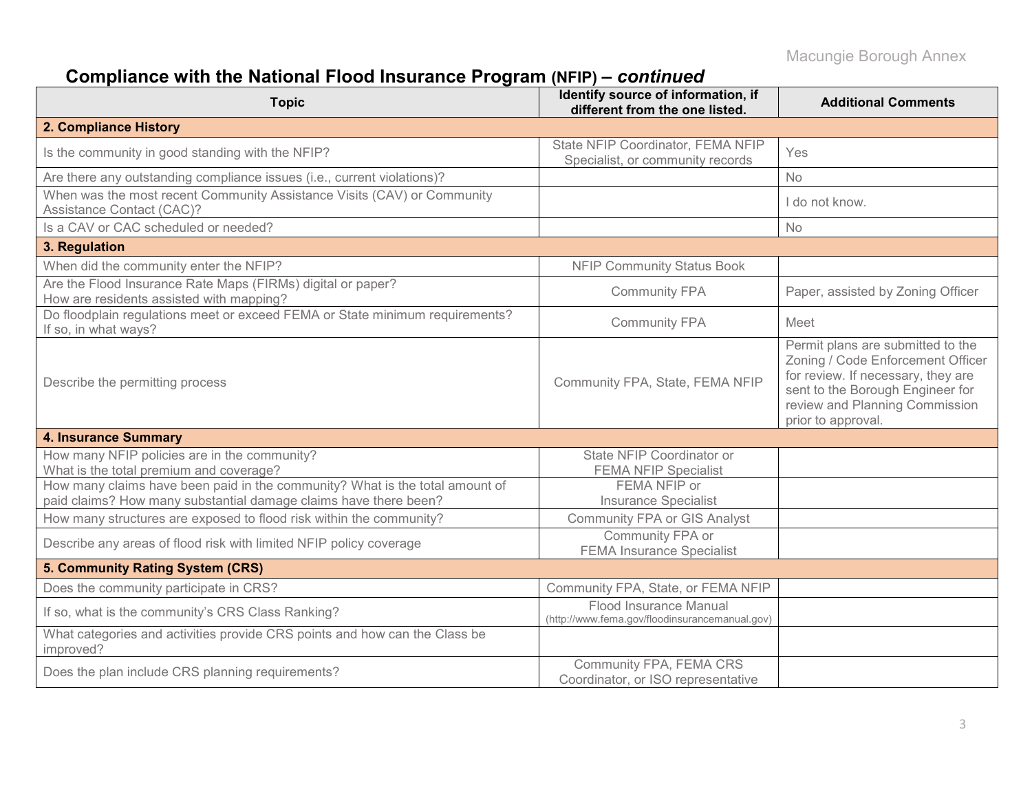## Compliance with the National Flood Insurance Program (NFIP) – *continued*

| Topic | Identify source of information, if different from the one listed. | Additional Comments |
|---|---|---|
| **2. Compliance History** | | |
| Is the community in good standing with the NFIP? | State NFIP Coordinator, FEMA NFIP Specialist, or community records | Yes |
| Are there any outstanding compliance issues (i.e., current violations)? | | No |
| When was the most recent Community Assistance Visits (CAV) or Community Assistance Contact (CAC)? | | I do not know. |
| Is a CAV or CAC scheduled or needed? | | No |
| **3. Regulation** | | |
| When did the community enter the NFIP? | NFIP Community Status Book | |
| Are the Flood Insurance Rate Maps (FIRMs) digital or paper? How are residents assisted with mapping? | Community FPA | Paper, assisted by Zoning Officer |
| Do floodplain regulations meet or exceed FEMA or State minimum requirements? If so, in what ways? | Community FPA | Meet |
| Describe the permitting process | Community FPA, State, FEMA NFIP | Permit plans are submitted to the Zoning / Code Enforcement Officer for review. If necessary, they are sent to the Borough Engineer for review and Planning Commission prior to approval. |
| **4. Insurance Summary** | | |
| How many NFIP policies are in the community? What is the total premium and coverage? | State NFIP Coordinator or FEMA NFIP Specialist | |
| How many claims have been paid in the community? What is the total amount of paid claims? How many substantial damage claims have there been? | FEMA NFIP or Insurance Specialist | |
| How many structures are exposed to flood risk within the community? | Community FPA or GIS Analyst | |
| Describe any areas of flood risk with limited NFIP policy coverage | Community FPA or FEMA Insurance Specialist | |
| **5. Community Rating System (CRS)** | | |
| Does the community participate in CRS? | Community FPA, State, or FEMA NFIP | |
| If so, what is the community's CRS Class Ranking? | Flood Insurance Manual (http://www.fema.gov/floodinsurancemanual.gov) | |
| What categories and activities provide CRS points and how can the Class be improved? | | |
| Does the plan include CRS planning requirements? | Community FPA, FEMA CRS Coordinator, or ISO representative | |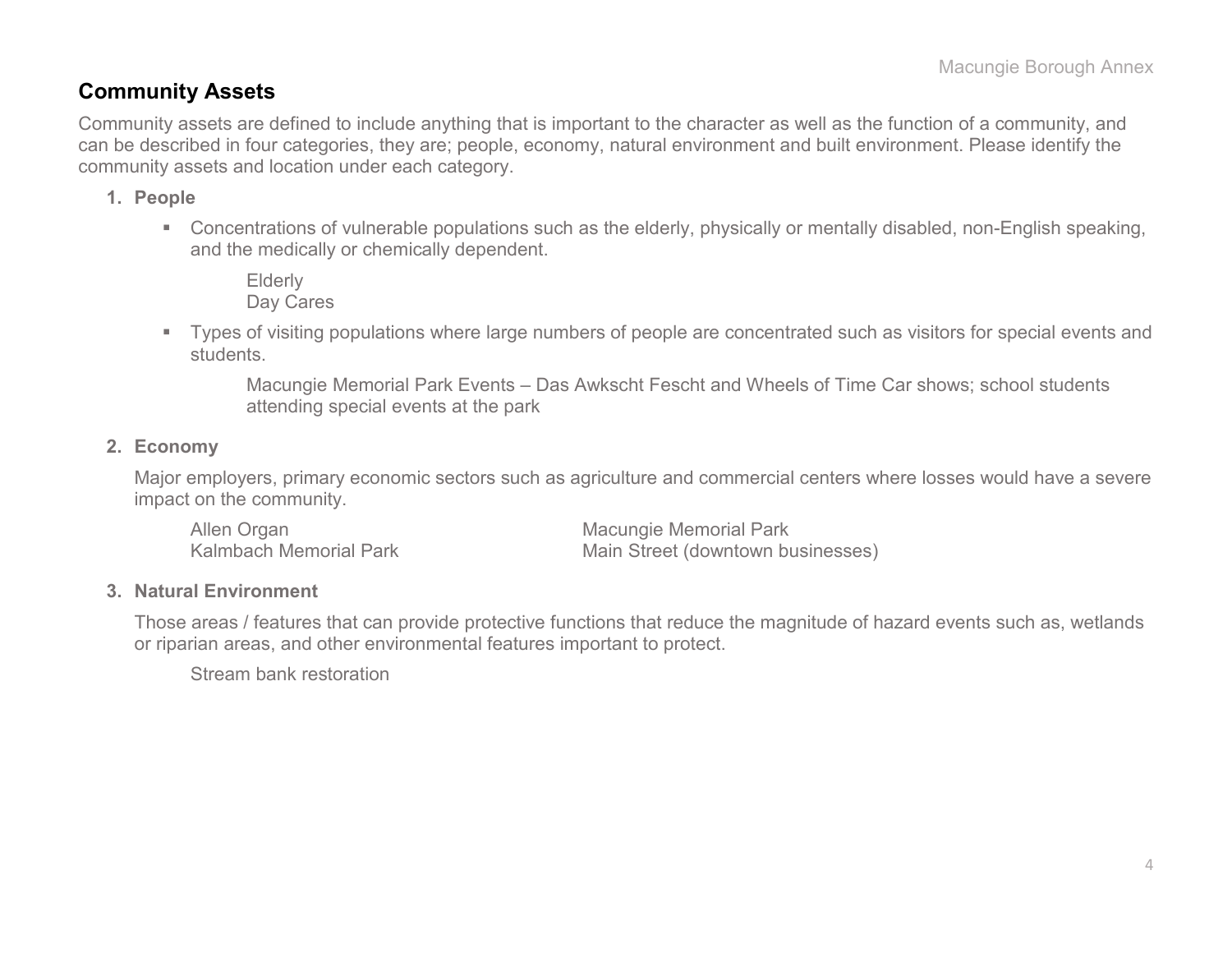## Community Assets

Community assets are defined to include anything that is important to the character as well as the function of a community, and can be described in four categories, they are; people, economy, natural environment and built environment. Please identify the community assets and location under each category.

1. **People**

   - Concentrations of vulnerable populations such as the elderly, physically or mentally disabled, non-English speaking, and the medically or chemically dependent.

     Elderly
     Day Cares

   - Types of visiting populations where large numbers of people are concentrated such as visitors for special events and students.

     Macungie Memorial Park Events – Das Awkscht Fescht and Wheels of Time Car shows; school students attending special events at the park

2. **Economy**

   Major employers, primary economic sectors such as agriculture and commercial centers where losses would have a severe impact on the community.

   Allen Organ
   Kalmbach Memorial Park
   Macungie Memorial Park
   Main Street (downtown businesses)

3. **Natural Environment**

   Those areas / features that can provide protective functions that reduce the magnitude of hazard events such as, wetlands or riparian areas, and other environmental features important to protect.

   Stream bank restoration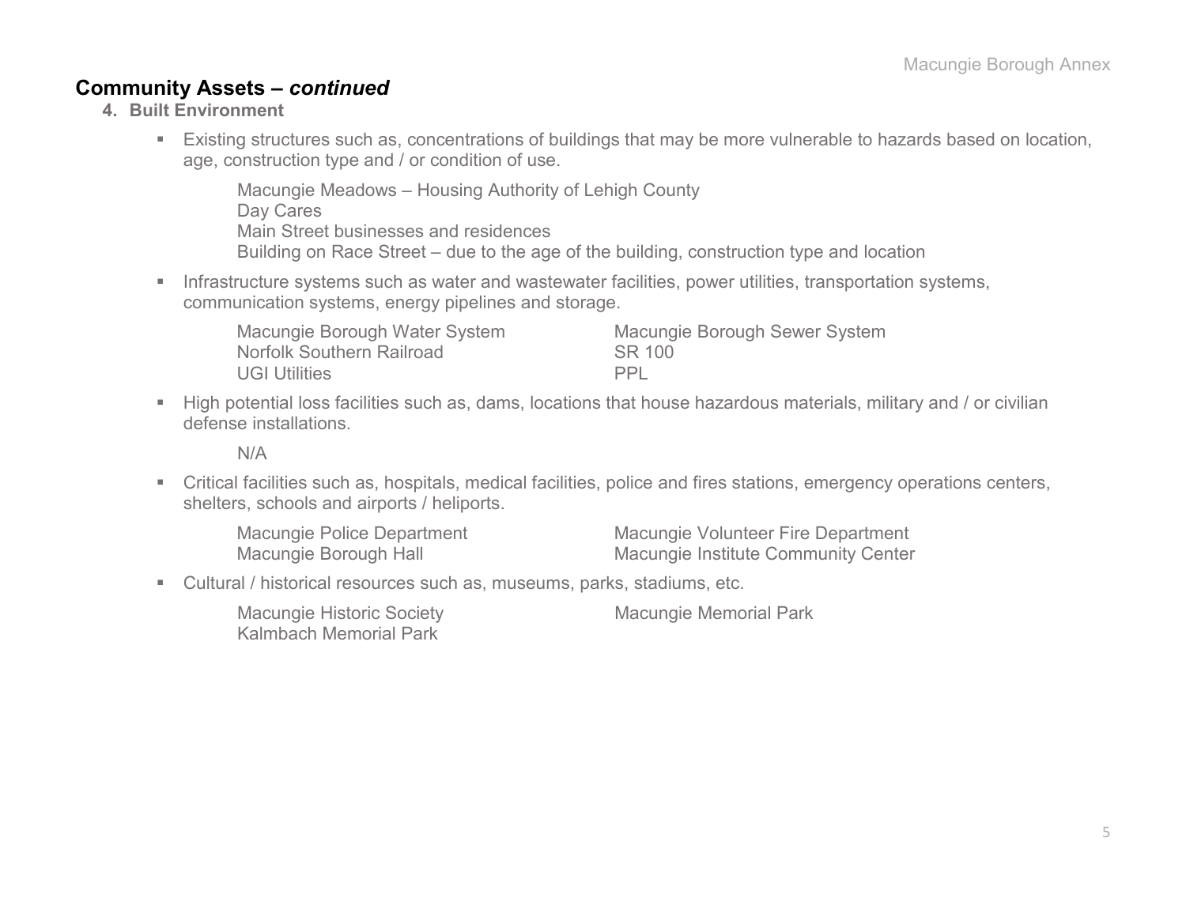## Community Assets – *continued*

**4. Built Environment**

- Existing structures such as, concentrations of buildings that may be more vulnerable to hazards based on location, age, construction type and / or condition of use.

  Macungie Meadows – Housing Authority of Lehigh County
  Day Cares
  Main Street businesses and residences
  Building on Race Street – due to the age of the building, construction type and location

- Infrastructure systems such as water and wastewater facilities, power utilities, transportation systems, communication systems, energy pipelines and storage.

  Macungie Borough Water System
  Macungie Borough Sewer System
  Norfolk Southern Railroad
  SR 100
  UGI Utilities
  PPL

- High potential loss facilities such as, dams, locations that house hazardous materials, military and / or civilian defense installations.

  N/A

- Critical facilities such as, hospitals, medical facilities, police and fires stations, emergency operations centers, shelters, schools and airports / heliports.

  Macungie Police Department
  Macungie Volunteer Fire Department
  Macungie Borough Hall
  Macungie Institute Community Center

- Cultural / historical resources such as, museums, parks, stadiums, etc.

  Macungie Historic Society
  Macungie Memorial Park
  Kalmbach Memorial Park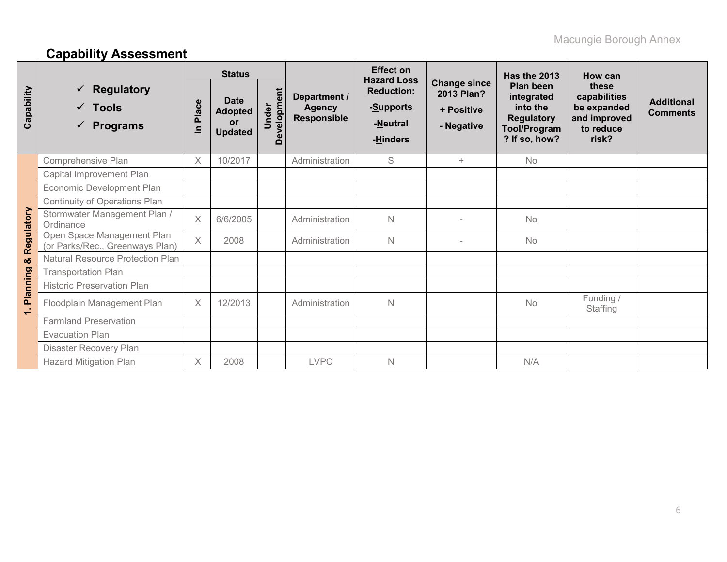## Capability Assessment

| Capability | ✓ Regulatory ✓ Tools ✓ Programs | Status | | | Department / Agency Responsible | Effect on Hazard Loss Reduction: -Supports -Neutral -Hinders | Change since 2013 Plan? + Positive - Negative | Has the 2013 Plan been integrated into the Regulatory Tool/Program? If so, how? | How can these capabilities be expanded and improved to reduce risk? | Additional Comments |
|---|---|---|---|---|---|---|---|---|---|---|
| | | In Place | Date Adopted or Updated | Under Development | | | | | | |
| 1. Planning & Regulatory | Comprehensive Plan | X | 10/2017 | | Administration | S | + | No | | |
| | Capital Improvement Plan | | | | | | | | | |
| | Economic Development Plan | | | | | | | | | |
| | Continuity of Operations Plan | | | | | | | | | |
| | Stormwater Management Plan / Ordinance | X | 6/6/2005 | | Administration | N | - | No | | |
| | Open Space Management Plan (or Parks/Rec., Greenways Plan) | X | 2008 | | Administration | N | - | No | | |
| | Natural Resource Protection Plan | | | | | | | | | |
| | Transportation Plan | | | | | | | | | |
| | Historic Preservation Plan | | | | | | | | | |
| | Floodplain Management Plan | X | 12/2013 | | Administration | N | | No | Funding / Staffing | |
| | Farmland Preservation | | | | | | | | | |
| | Evacuation Plan | | | | | | | | | |
| | Disaster Recovery Plan | | | | | | | | | |
| | Hazard Mitigation Plan | X | 2008 | | LVPC | N | | N/A | | |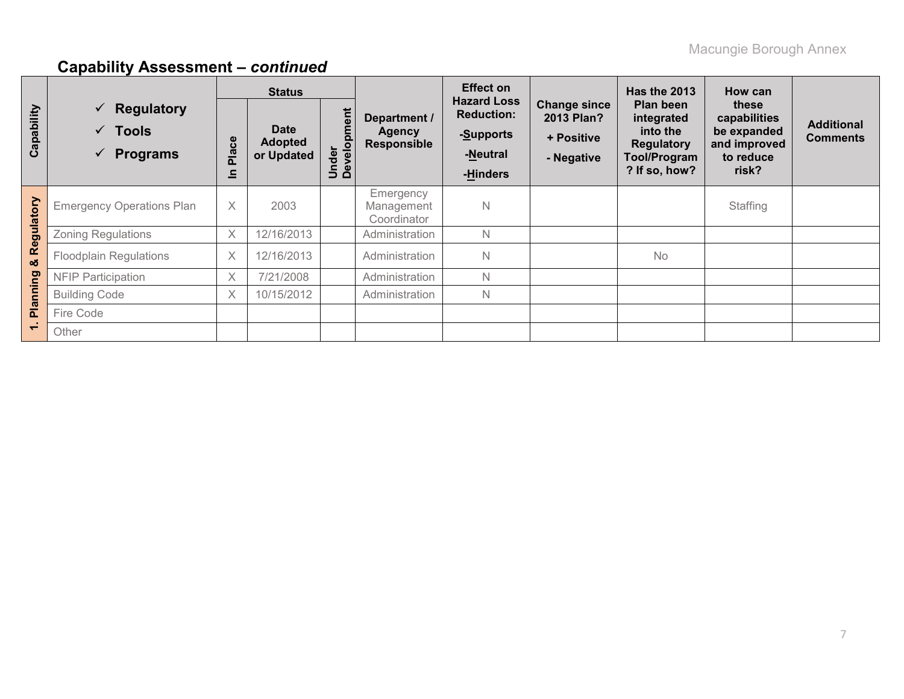## Capability Assessment – *continued*

| Capability | ✓ Regulatory ✓ Tools ✓ Programs | Status | | | Department / Agency Responsible | Effect on Hazard Loss Reduction: -Supports -Neutral -Hinders | Change since 2013 Plan? + Positive - Negative | Has the 2013 Plan been integrated into the Regulatory Tool/Program? If so, how? | How can these capabilities be expanded and improved to reduce risk? | Additional Comments |
|---|---|---|---|---|---|---|---|---|---|---|
| | | In Place | Date Adopted or Updated | Under Development | | | | | | |
| 1. Planning & Regulatory | Emergency Operations Plan | X | 2003 | | Emergency Management Coordinator | N | | | Staffing | |
| | Zoning Regulations | X | 12/16/2013 | | Administration | N | | | | |
| | Floodplain Regulations | X | 12/16/2013 | | Administration | N | | No | | |
| | NFIP Participation | X | 7/21/2008 | | Administration | N | | | | |
| | Building Code | X | 10/15/2012 | | Administration | N | | | | |
| | Fire Code | | | | | | | | | |
| | Other | | | | | | | | | |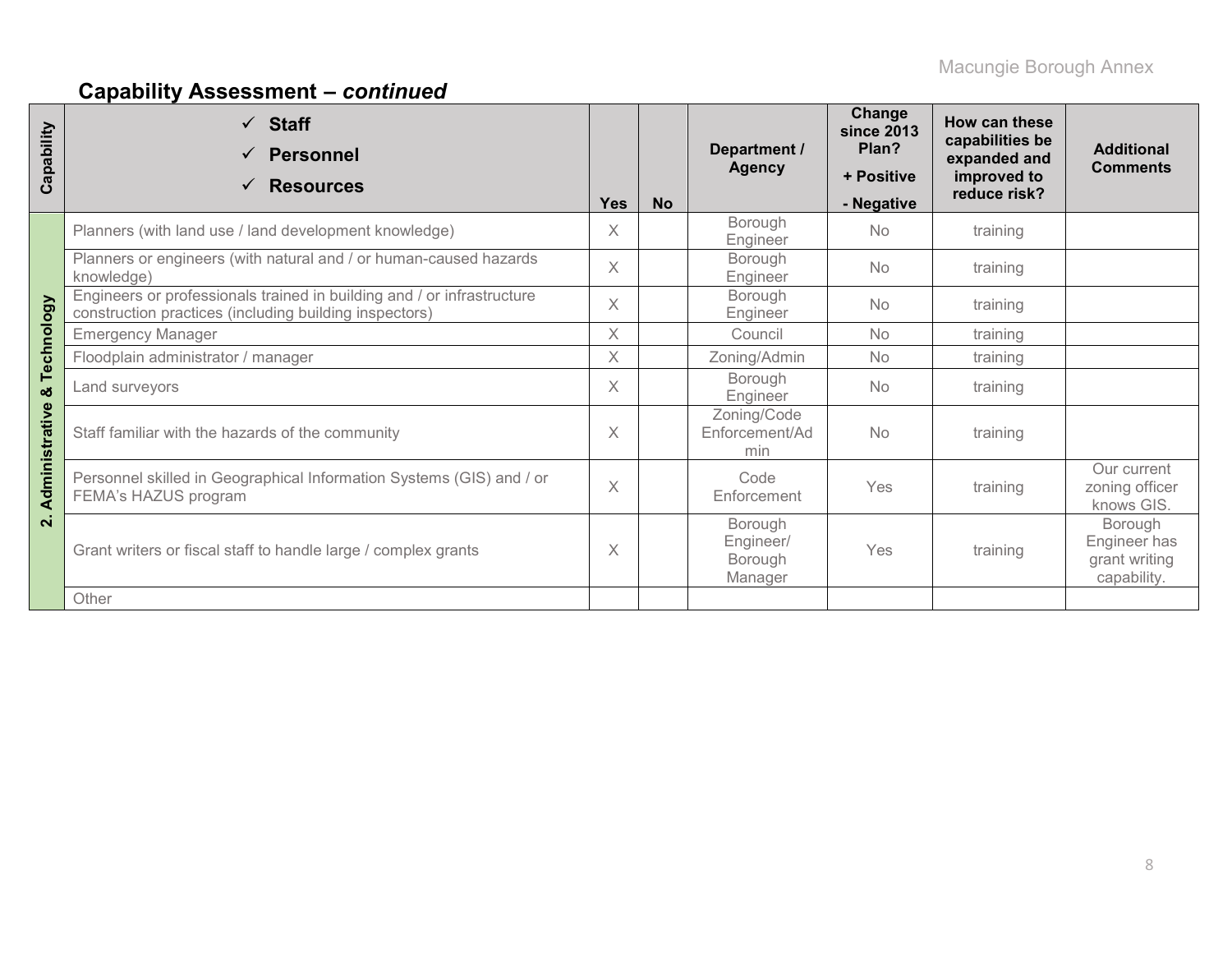## Capability Assessment – *continued*

| Capability | ✓ Staff ✓ Personnel ✓ Resources | Yes | No | Department / Agency | Change since 2013 Plan? + Positive - Negative | How can these capabilities be expanded and improved to reduce risk? | Additional Comments |
|---|---|---|---|---|---|---|---|
| 2. Administrative & Technology | Planners (with land use / land development knowledge) | X | | Borough Engineer | No | training | |
| | Planners or engineers (with natural and / or human-caused hazards knowledge) | X | | Borough Engineer | No | training | |
| | Engineers or professionals trained in building and / or infrastructure construction practices (including building inspectors) | X | | Borough Engineer | No | training | |
| | Emergency Manager | X | | Council | No | training | |
| | Floodplain administrator / manager | X | | Zoning/Admin | No | training | |
| | Land surveyors | X | | Borough Engineer | No | training | |
| | Staff familiar with the hazards of the community | X | | Zoning/Code Enforcement/Admin | No | training | |
| | Personnel skilled in Geographical Information Systems (GIS) and / or FEMA's HAZUS program | X | | Code Enforcement | Yes | training | Our current zoning officer knows GIS. |
| | Grant writers or fiscal staff to handle large / complex grants | X | | Borough Engineer/ Borough Manager | Yes | training | Borough Engineer has grant writing capability. |
| | Other | | | | | | |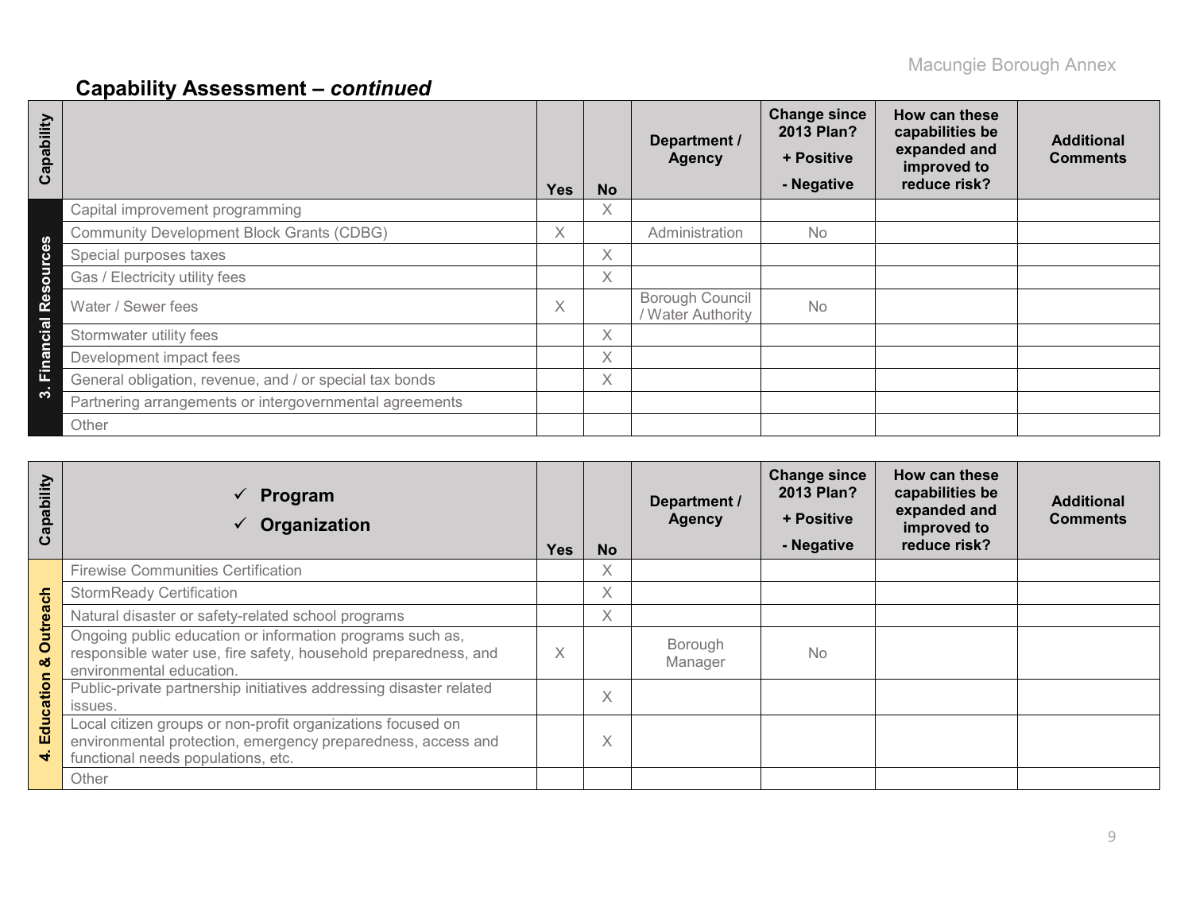## Capability Assessment – *continued*

| Capability | | Yes | No | Department / Agency | Change since 2013 Plan? + Positive - Negative | How can these capabilities be expanded and improved to reduce risk? | Additional Comments |
|---|---|---|---|---|---|---|---|
| 3. Financial Resources | Capital improvement programming | | X | | | | |
| | Community Development Block Grants (CDBG) | X | | Administration | No | | |
| | Special purposes taxes | | X | | | | |
| | Gas / Electricity utility fees | | X | | | | |
| | Water / Sewer fees | X | | Borough Council / Water Authority | No | | |
| | Stormwater utility fees | | X | | | | |
| | Development impact fees | | X | | | | |
| | General obligation, revenue, and / or special tax bonds | | X | | | | |
| | Partnering arrangements or intergovernmental agreements | | | | | | |
| | Other | | | | | | |

| Capability | ✓ Program ✓ Organization | Yes | No | Department / Agency | Change since 2013 Plan? + Positive - Negative | How can these capabilities be expanded and improved to reduce risk? | Additional Comments |
|---|---|---|---|---|---|---|---|
| 4. Education & Outreach | Firewise Communities Certification | | X | | | | |
| | StormReady Certification | | X | | | | |
| | Natural disaster or safety-related school programs | | X | | | | |
| | Ongoing public education or information programs such as, responsible water use, fire safety, household preparedness, and environmental education. | X | | Borough Manager | No | | |
| | Public-private partnership initiatives addressing disaster related issues. | | X | | | | |
| | Local citizen groups or non-profit organizations focused on environmental protection, emergency preparedness, access and functional needs populations, etc. | | X | | | | |
| | Other | | | | | | |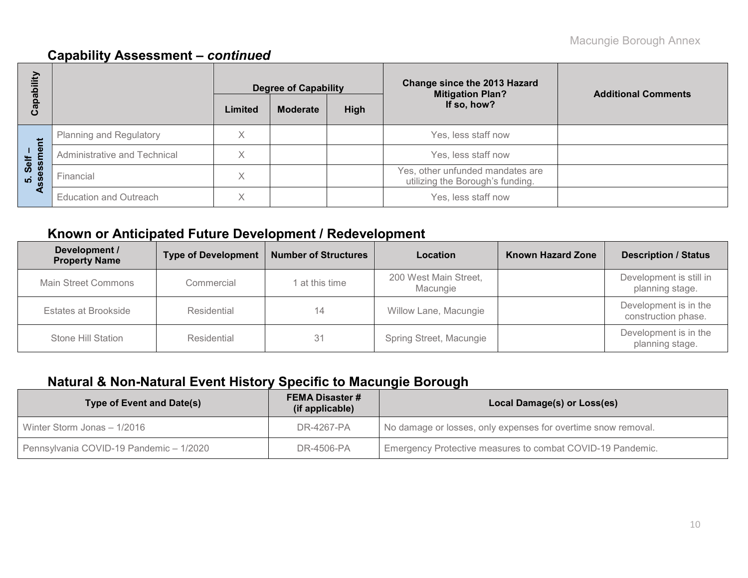## Capability Assessment – *continued*

| Capability | | Degree of Capability | | | Change since the 2013 Hazard Mitigation Plan? If so, how? | Additional Comments |
|---|---|---|---|---|---|---|
| | | Limited | Moderate | High | | |
| 5. Self – Assessment | Planning and Regulatory | X | | | Yes, less staff now | |
| | Administrative and Technical | X | | | Yes, less staff now | |
| | Financial | X | | | Yes, other unfunded mandates are utilizing the Borough's funding. | |
| | Education and Outreach | X | | | Yes, less staff now | |

## Known or Anticipated Future Development / Redevelopment

| Development / Property Name | Type of Development | Number of Structures | Location | Known Hazard Zone | Description / Status |
|---|---|---|---|---|---|
| Main Street Commons | Commercial | 1 at this time | 200 West Main Street, Macungie | | Development is still in planning stage. |
| Estates at Brookside | Residential | 14 | Willow Lane, Macungie | | Development is in the construction phase. |
| Stone Hill Station | Residential | 31 | Spring Street, Macungie | | Development is in the planning stage. |

## Natural & Non-Natural Event History Specific to Macungie Borough

| Type of Event and Date(s) | FEMA Disaster # (if applicable) | Local Damage(s) or Loss(es) |
|---|---|---|
| Winter Storm Jonas – 1/2016 | DR-4267-PA | No damage or losses, only expenses for overtime snow removal. |
| Pennsylvania COVID-19 Pandemic – 1/2020 | DR-4506-PA | Emergency Protective measures to combat COVID-19 Pandemic. |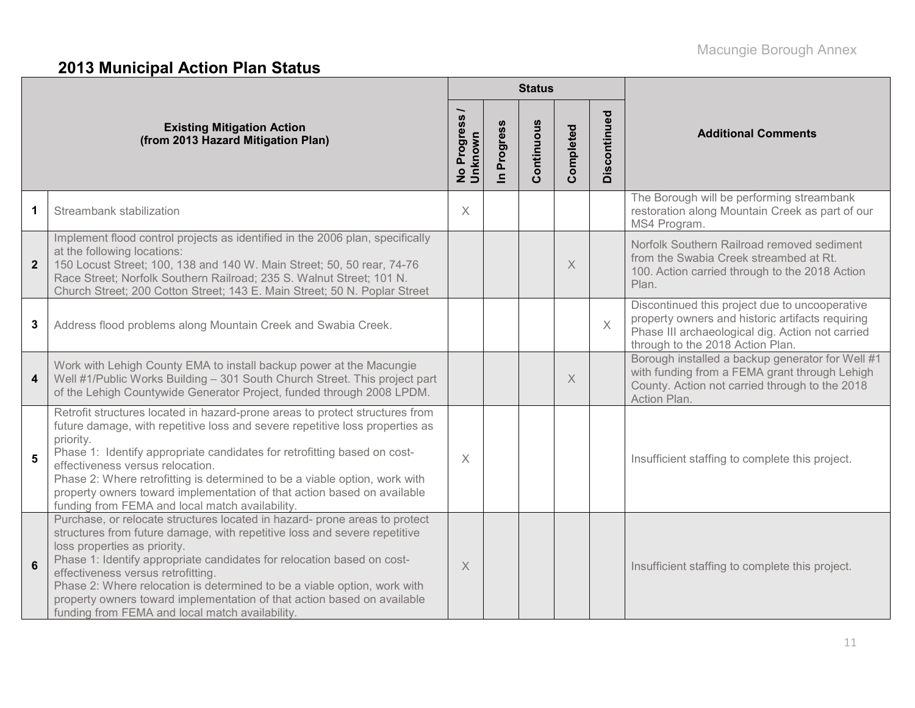## 2013 Municipal Action Plan Status

| | Existing Mitigation Action (from 2013 Hazard Mitigation Plan) | Status | | | | | Additional Comments |
|---|---|---|---|---|---|---|---|
| | | No Progress / Unknown | In Progress | Continuous | Completed | Discontinued | |
| 1 | Streambank stabilization | X | | | | | The Borough will be performing streambank restoration along Mountain Creek as part of our MS4 Program. |
| 2 | Implement flood control projects as identified in the 2006 plan, specifically at the following locations:<br>150 Locust Street; 100, 138 and 140 W. Main Street; 50, 50 rear, 74-76 Race Street; Norfolk Southern Railroad; 235 S. Walnut Street; 101 N. Church Street; 200 Cotton Street; 143 E. Main Street; 50 N. Poplar Street | | | | X | | Norfolk Southern Railroad removed sediment from the Swabia Creek streambed at Rt. 100. Action carried through to the 2018 Action Plan. |
| 3 | Address flood problems along Mountain Creek and Swabia Creek. | | | | | X | Discontinued this project due to uncooperative property owners and historic artifacts requiring Phase III archaeological dig. Action not carried through to the 2018 Action Plan. |
| 4 | Work with Lehigh County EMA to install backup power at the Macungie Well #1/Public Works Building – 301 South Church Street. This project part of the Lehigh Countywide Generator Project, funded through 2008 LPDM. | | | | X | | Borough installed a backup generator for Well #1 with funding from a FEMA grant through Lehigh County. Action not carried through to the 2018 Action Plan. |
| 5 | Retrofit structures located in hazard-prone areas to protect structures from future damage, with repetitive loss and severe repetitive loss properties as priority.<br>Phase 1: Identify appropriate candidates for retrofitting based on cost-effectiveness versus relocation.<br>Phase 2: Where retrofitting is determined to be a viable option, work with property owners toward implementation of that action based on available funding from FEMA and local match availability. | X | | | | | Insufficient staffing to complete this project. |
| 6 | Purchase, or relocate structures located in hazard- prone areas to protect structures from future damage, with repetitive loss and severe repetitive loss properties as priority.<br>Phase 1: Identify appropriate candidates for relocation based on cost-effectiveness versus retrofitting.<br>Phase 2: Where relocation is determined to be a viable option, work with property owners toward implementation of that action based on available funding from FEMA and local match availability. | X | | | | | Insufficient staffing to complete this project. |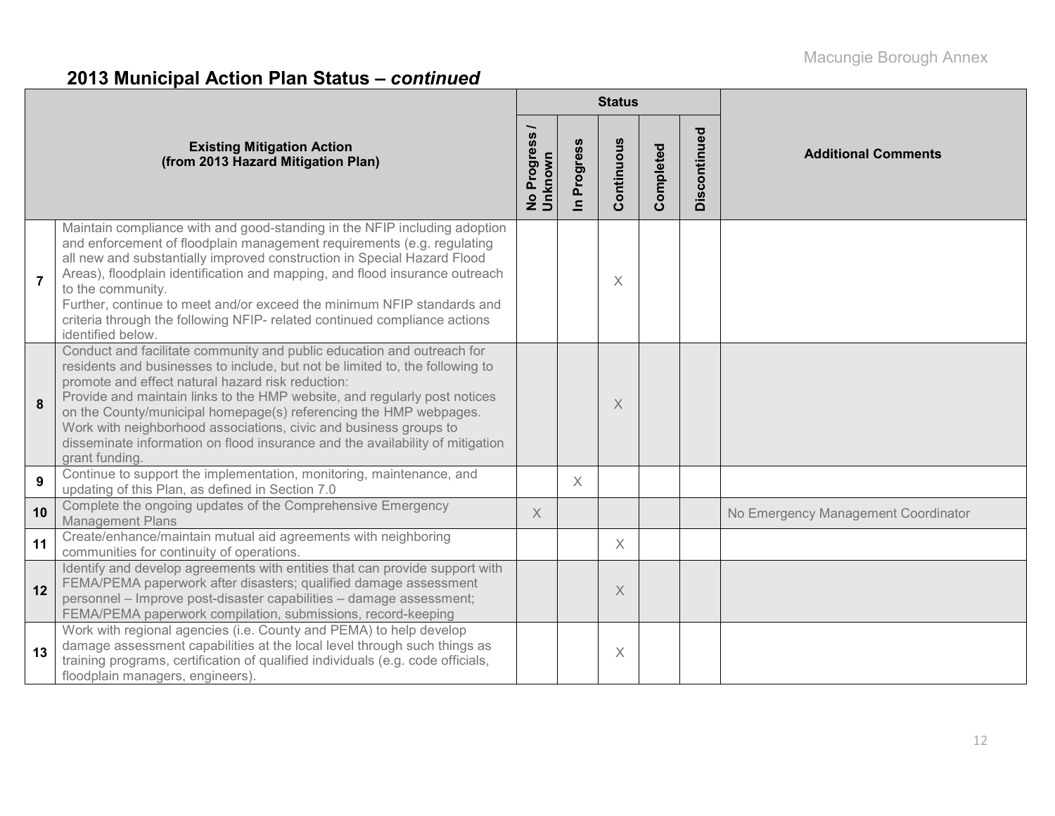## 2013 Municipal Action Plan Status – *continued*

| | Existing Mitigation Action (from 2013 Hazard Mitigation Plan) | Status | | | | | Additional Comments |
|---|---|---|---|---|---|---|---|
| | | No Progress / Unknown | In Progress | Continuous | Completed | Discontinued | |
| 7 | Maintain compliance with and good-standing in the NFIP including adoption and enforcement of floodplain management requirements (e.g. regulating all new and substantially improved construction in Special Hazard Flood Areas), floodplain identification and mapping, and flood insurance outreach to the community. Further, continue to meet and/or exceed the minimum NFIP standards and criteria through the following NFIP- related continued compliance actions identified below. | | | X | | | |
| 8 | Conduct and facilitate community and public education and outreach for residents and businesses to include, but not be limited to, the following to promote and effect natural hazard risk reduction: Provide and maintain links to the HMP website, and regularly post notices on the County/municipal homepage(s) referencing the HMP webpages. Work with neighborhood associations, civic and business groups to disseminate information on flood insurance and the availability of mitigation grant funding. | | | X | | | |
| 9 | Continue to support the implementation, monitoring, maintenance, and updating of this Plan, as defined in Section 7.0 | | X | | | | |
| 10 | Complete the ongoing updates of the Comprehensive Emergency Management Plans | X | | | | | No Emergency Management Coordinator |
| 11 | Create/enhance/maintain mutual aid agreements with neighboring communities for continuity of operations. | | | X | | | |
| 12 | Identify and develop agreements with entities that can provide support with FEMA/PEMA paperwork after disasters; qualified damage assessment personnel – Improve post-disaster capabilities – damage assessment; FEMA/PEMA paperwork compilation, submissions, record-keeping | | | X | | | |
| 13 | Work with regional agencies (i.e. County and PEMA) to help develop damage assessment capabilities at the local level through such things as training programs, certification of qualified individuals (e.g. code officials, floodplain managers, engineers). | | | X | | | |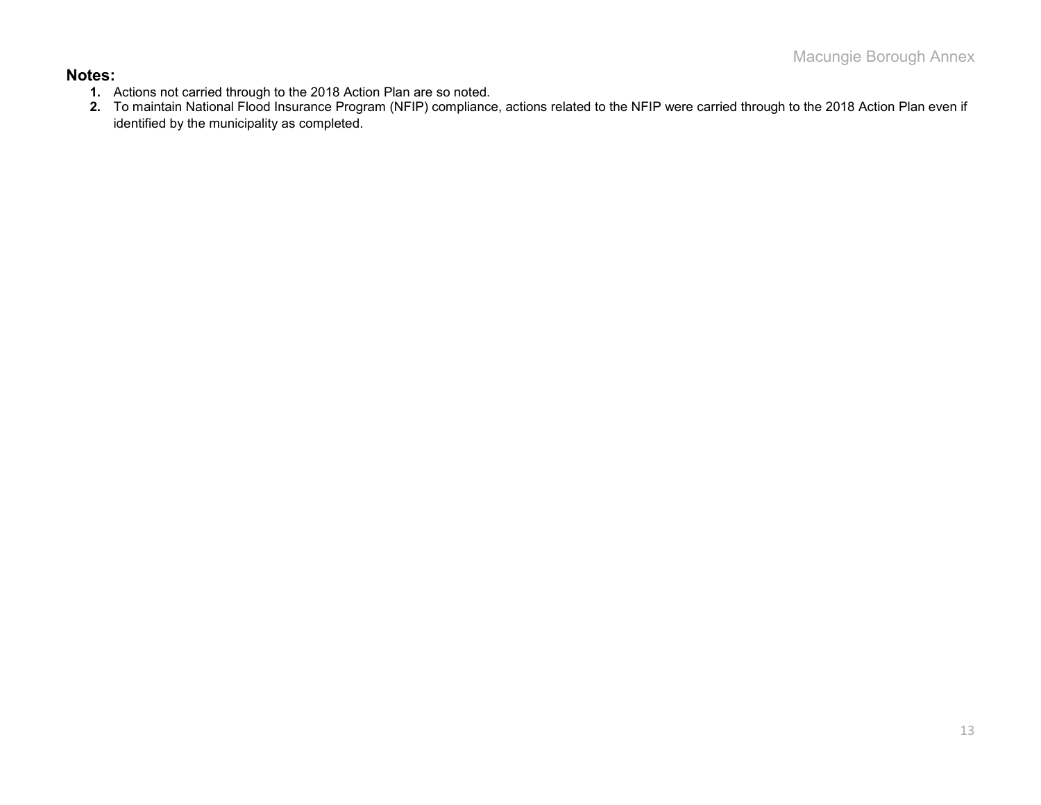**Notes:**

1. Actions not carried through to the 2018 Action Plan are so noted.
2. To maintain National Flood Insurance Program (NFIP) compliance, actions related to the NFIP were carried through to the 2018 Action Plan even if identified by the municipality as completed.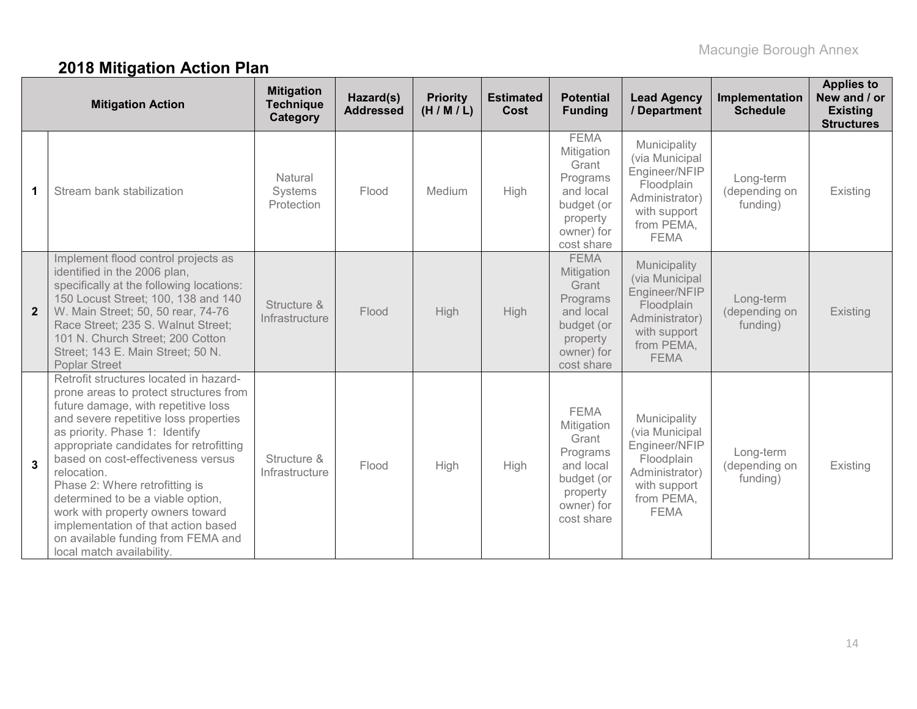## 2018 Mitigation Action Plan

| | Mitigation Action | Mitigation Technique Category | Hazard(s) Addressed | Priority (H / M / L) | Estimated Cost | Potential Funding | Lead Agency / Department | Implementation Schedule | Applies to New and / or Existing Structures |
|---|---|---|---|---|---|---|---|---|---|
| **1** | Stream bank stabilization | Natural Systems Protection | Flood | Medium | High | FEMA Mitigation Grant Programs and local budget (or property owner) for cost share | Municipality (via Municipal Engineer/NFIP Floodplain Administrator) with support from PEMA, FEMA | Long-term (depending on funding) | Existing |
| **2** | Implement flood control projects as identified in the 2006 plan, specifically at the following locations: 150 Locust Street; 100, 138 and 140 W. Main Street; 50, 50 rear, 74-76 Race Street; 235 S. Walnut Street; 101 N. Church Street; 200 Cotton Street; 143 E. Main Street; 50 N. Poplar Street | Structure & Infrastructure | Flood | High | High | FEMA Mitigation Grant Programs and local budget (or property owner) for cost share | Municipality (via Municipal Engineer/NFIP Floodplain Administrator) with support from PEMA, FEMA | Long-term (depending on funding) | Existing |
| **3** | Retrofit structures located in hazard-prone areas to protect structures from future damage, with repetitive loss and severe repetitive loss properties as priority. Phase 1: Identify appropriate candidates for retrofitting based on cost-effectiveness versus relocation. Phase 2: Where retrofitting is determined to be a viable option, work with property owners toward implementation of that action based on available funding from FEMA and local match availability. | Structure & Infrastructure | Flood | High | High | FEMA Mitigation Grant Programs and local budget (or property owner) for cost share | Municipality (via Municipal Engineer/NFIP Floodplain Administrator) with support from PEMA, FEMA | Long-term (depending on funding) | Existing |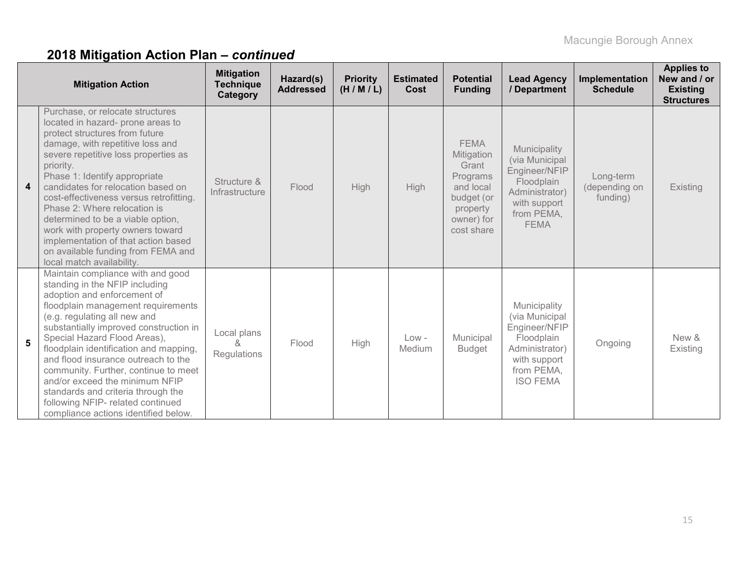## 2018 Mitigation Action Plan – *continued*

| | Mitigation Action | Mitigation Technique Category | Hazard(s) Addressed | Priority (H / M / L) | Estimated Cost | Potential Funding | Lead Agency / Department | Implementation Schedule | Applies to New and / or Existing Structures |
|---|---|---|---|---|---|---|---|---|---|
| **4** | Purchase, or relocate structures located in hazard- prone areas to protect structures from future damage, with repetitive loss and severe repetitive loss properties as priority. Phase 1: Identify appropriate candidates for relocation based on cost-effectiveness versus retrofitting. Phase 2: Where relocation is determined to be a viable option, work with property owners toward implementation of that action based on available funding from FEMA and local match availability. | Structure & Infrastructure | Flood | High | High | FEMA Mitigation Grant Programs and local budget (or property owner) for cost share | Municipality (via Municipal Engineer/NFIP Floodplain Administrator) with support from PEMA, FEMA | Long-term (depending on funding) | Existing |
| **5** | Maintain compliance with and good standing in the NFIP including adoption and enforcement of floodplain management requirements (e.g. regulating all new and substantially improved construction in Special Hazard Flood Areas), floodplain identification and mapping, and flood insurance outreach to the community. Further, continue to meet and/or exceed the minimum NFIP standards and criteria through the following NFIP- related continued compliance actions identified below. | Local plans & Regulations | Flood | High | Low - Medium | Municipal Budget | Municipality (via Municipal Engineer/NFIP Floodplain Administrator) with support from PEMA, ISO FEMA | Ongoing | New & Existing |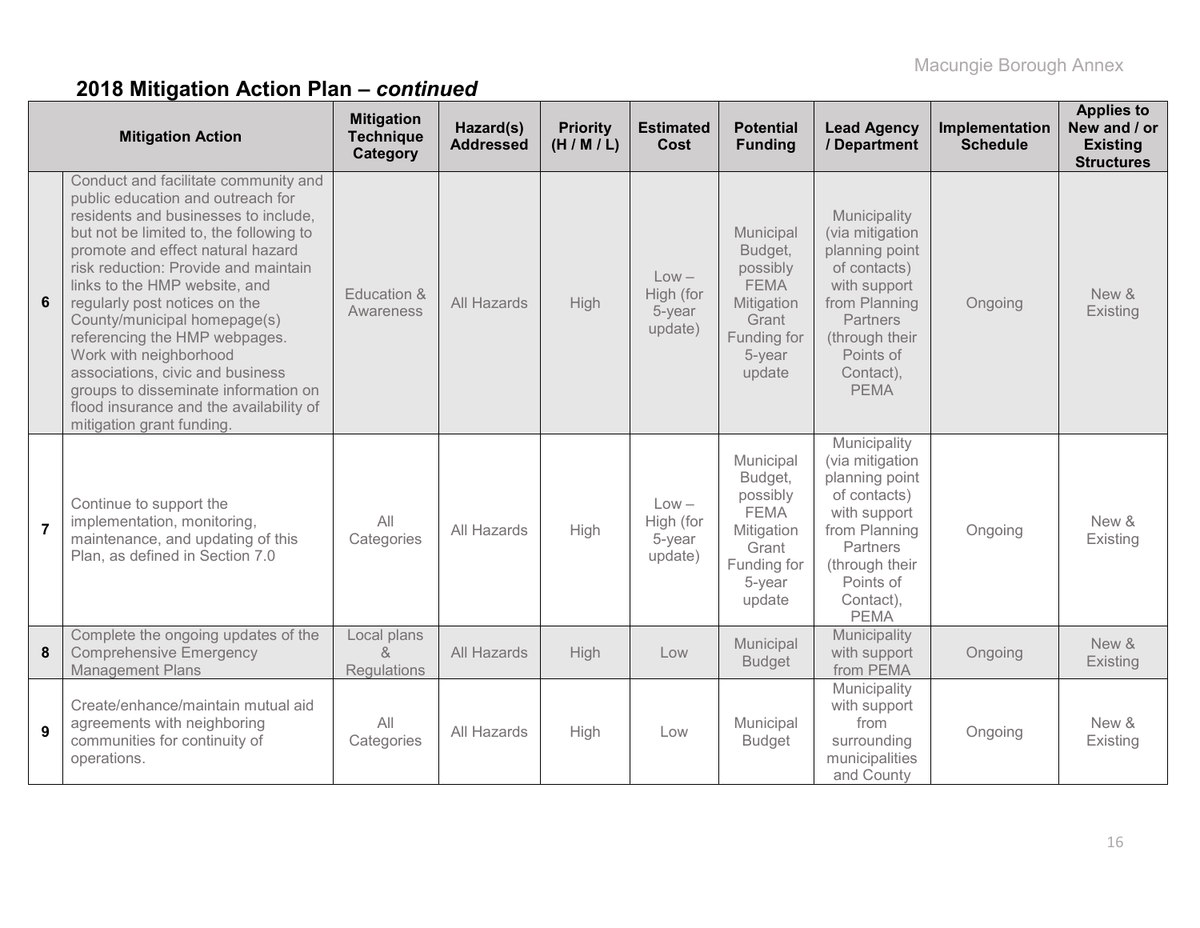## 2018 Mitigation Action Plan – *continued*

| | Mitigation Action | Mitigation Technique Category | Hazard(s) Addressed | Priority (H / M / L) | Estimated Cost | Potential Funding | Lead Agency / Department | Implementation Schedule | Applies to New and / or Existing Structures |
|---|---|---|---|---|---|---|---|---|---|
| 6 | Conduct and facilitate community and public education and outreach for residents and businesses to include, but not be limited to, the following to promote and effect natural hazard risk reduction: Provide and maintain links to the HMP website, and regularly post notices on the County/municipal homepage(s) referencing the HMP webpages. Work with neighborhood associations, civic and business groups to disseminate information on flood insurance and the availability of mitigation grant funding. | Education & Awareness | All Hazards | High | Low – High (for 5-year update) | Municipal Budget, possibly FEMA Mitigation Grant Funding for 5-year update | Municipality (via mitigation planning point of contacts) with support from Planning Partners (through their Points of Contact), PEMA | Ongoing | New & Existing |
| 7 | Continue to support the implementation, monitoring, maintenance, and updating of this Plan, as defined in Section 7.0 | All Categories | All Hazards | High | Low – High (for 5-year update) | Municipal Budget, possibly FEMA Mitigation Grant Funding for 5-year update | Municipality (via mitigation planning point of contacts) with support from Planning Partners (through their Points of Contact), PEMA | Ongoing | New & Existing |
| 8 | Complete the ongoing updates of the Comprehensive Emergency Management Plans | Local plans & Regulations | All Hazards | High | Low | Municipal Budget | Municipality with support from PEMA | Ongoing | New & Existing |
| 9 | Create/enhance/maintain mutual aid agreements with neighboring communities for continuity of operations. | All Categories | All Hazards | High | Low | Municipal Budget | Municipality with support from surrounding municipalities and County | Ongoing | New & Existing |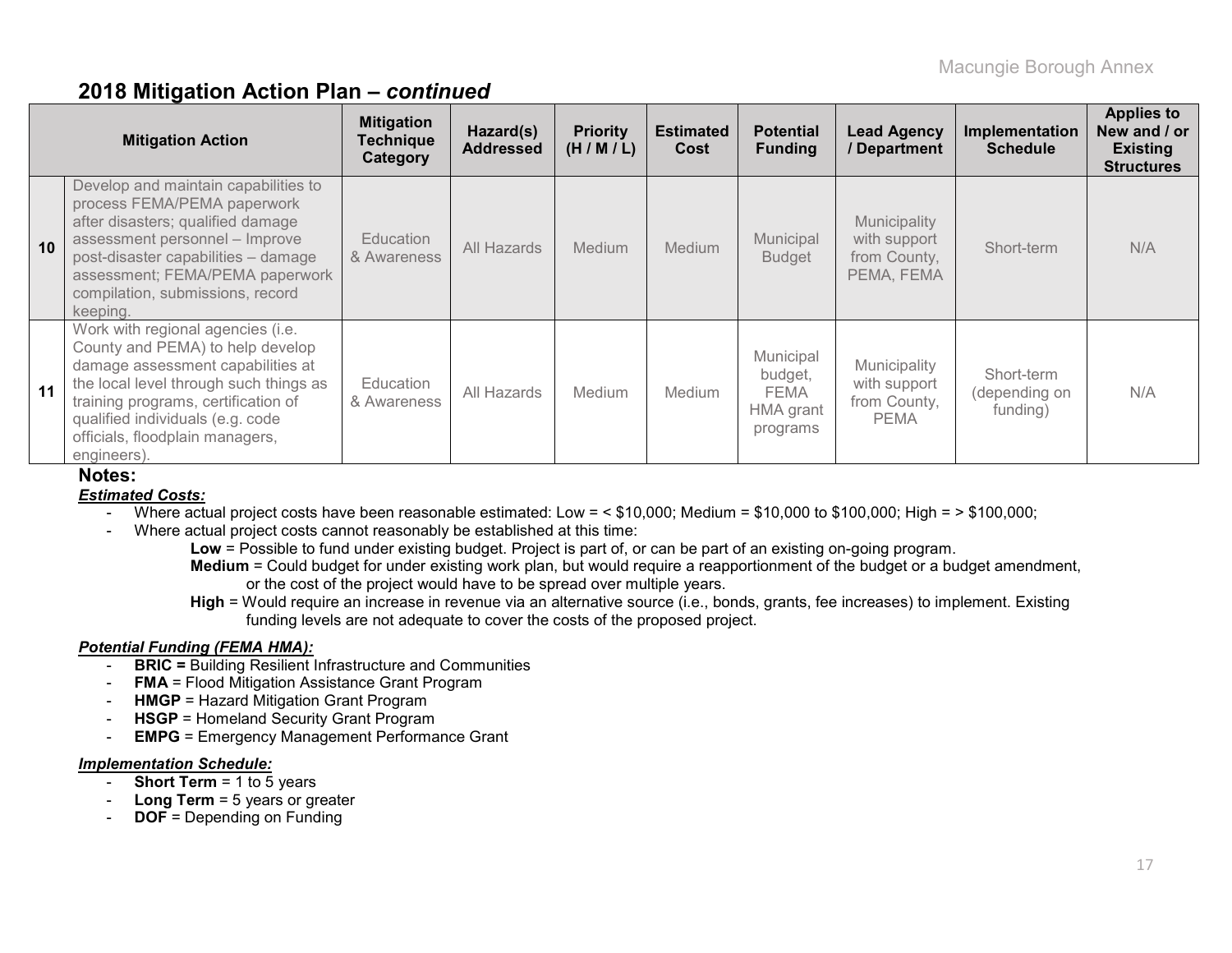## 2018 Mitigation Action Plan – *continued*

| | Mitigation Action | Mitigation Technique Category | Hazard(s) Addressed | Priority (H / M / L) | Estimated Cost | Potential Funding | Lead Agency / Department | Implementation Schedule | Applies to New and / or Existing Structures |
|---|---|---|---|---|---|---|---|---|---|
| 10 | Develop and maintain capabilities to process FEMA/PEMA paperwork after disasters; qualified damage assessment personnel – Improve post-disaster capabilities – damage assessment; FEMA/PEMA paperwork compilation, submissions, record keeping. | Education & Awareness | All Hazards | Medium | Medium | Municipal Budget | Municipality with support from County, PEMA, FEMA | Short-term | N/A |
| 11 | Work with regional agencies (i.e. County and PEMA) to help develop damage assessment capabilities at the local level through such things as training programs, certification of qualified individuals (e.g. code officials, floodplain managers, engineers). | Education & Awareness | All Hazards | Medium | Medium | Municipal budget, FEMA HMA grant programs | Municipality with support from County, PEMA | Short-term (depending on funding) | N/A |

**Notes:**

***Estimated Costs:***

- Where actual project costs have been reasonable estimated: Low = < $10,000; Medium = $10,000 to $100,000; High = > $100,000;
- Where actual project costs cannot reasonably be established at this time:
  - **Low** = Possible to fund under existing budget. Project is part of, or can be part of an existing on-going program.
  - **Medium** = Could budget for under existing work plan, but would require a reapportionment of the budget or a budget amendment, or the cost of the project would have to be spread over multiple years.
  - **High** = Would require an increase in revenue via an alternative source (i.e., bonds, grants, fee increases) to implement. Existing funding levels are not adequate to cover the costs of the proposed project.

***Potential Funding (FEMA HMA):***

- **BRIC =** Building Resilient Infrastructure and Communities
- **FMA** = Flood Mitigation Assistance Grant Program
- **HMGP** = Hazard Mitigation Grant Program
- **HSGP** = Homeland Security Grant Program
- **EMPG** = Emergency Management Performance Grant

***Implementation Schedule:***

- **Short Term** = 1 to 5 years
- **Long Term** = 5 years or greater
- **DOF** = Depending on Funding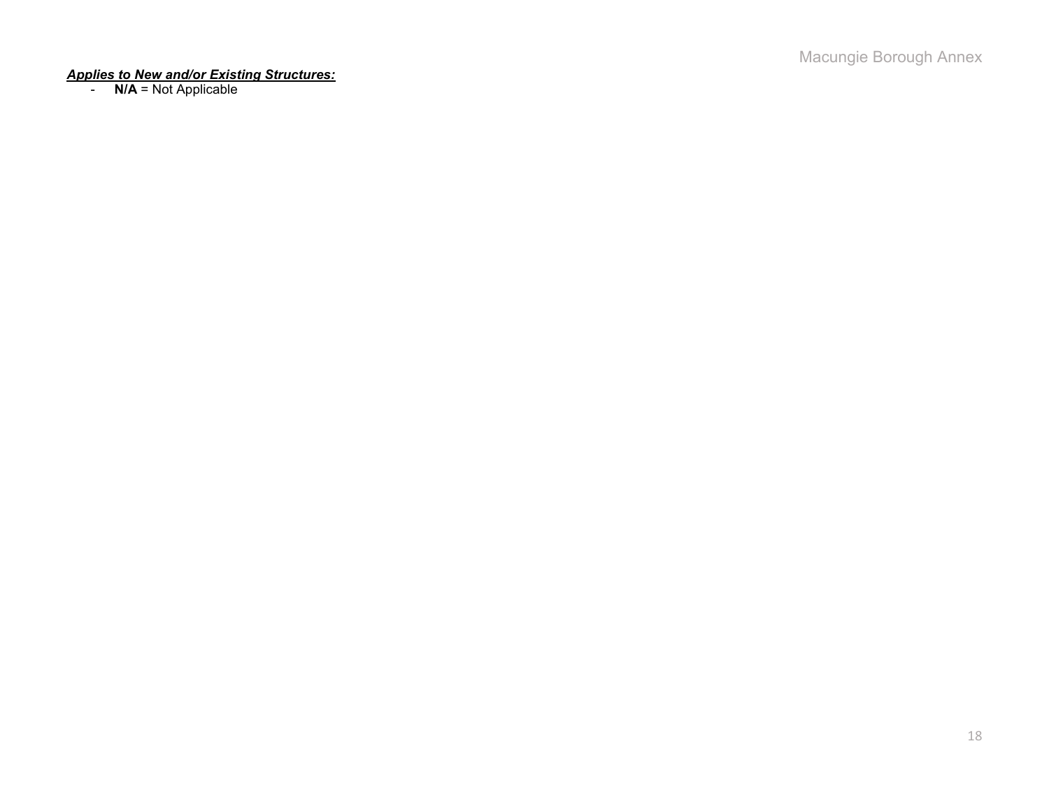***Applies to New and/or Existing Structures:***

- **N/A** = Not Applicable